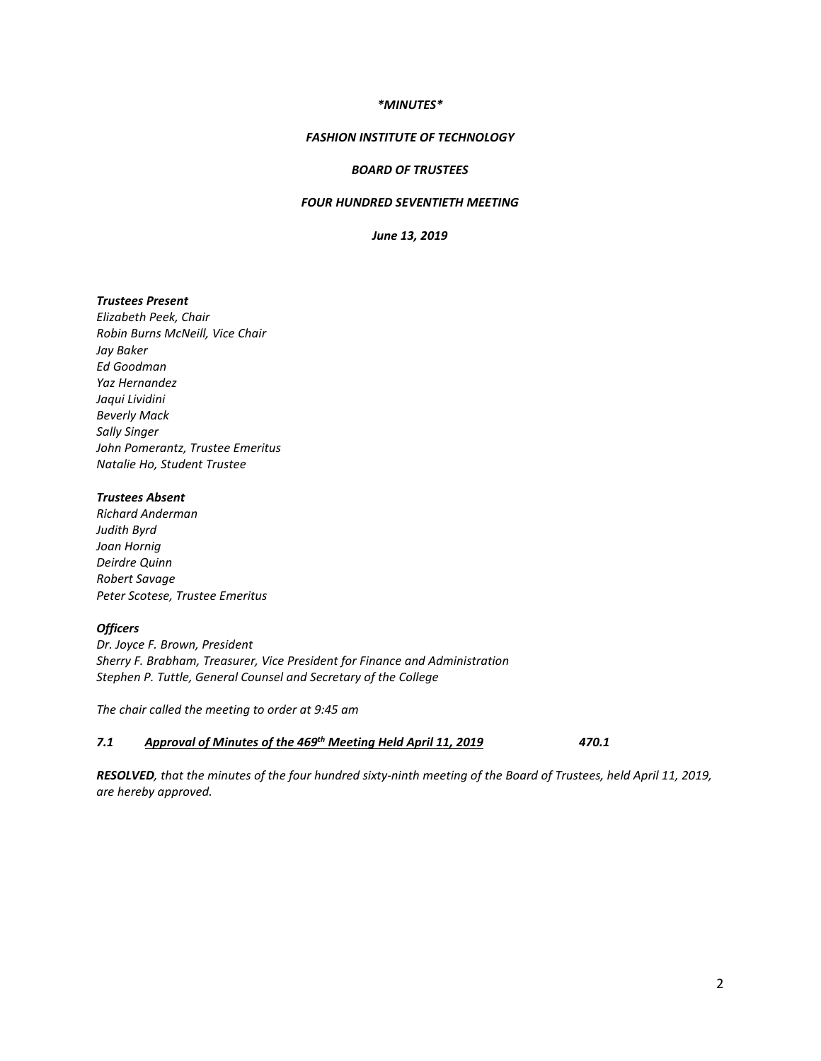*\*MINUTES\**

***FASHION INSTITUTE OF TECHNOLOGY***

***BOARD OF TRUSTEES***

***FOUR HUNDRED SEVENTIETH MEETING***

***June 13, 2019***

***Trustees Present***

*Elizabeth Peek, Chair*
*Robin Burns McNeill, Vice Chair*
*Jay Baker*
*Ed Goodman*
*Yaz Hernandez*
*Jaqui Lividini*
*Beverly Mack*
*Sally Singer*
*John Pomerantz, Trustee Emeritus*
*Natalie Ho, Student Trustee*

***Trustees Absent***

*Richard Anderman*
*Judith Byrd*
*Joan Hornig*
*Deirdre Quinn*
*Robert Savage*
*Peter Scotese, Trustee Emeritus*

***Officers***

*Dr. Joyce F. Brown, President*
*Sherry F. Brabham, Treasurer, Vice President for Finance and Administration*
*Stephen P. Tuttle, General Counsel and Secretary of the College*

*The chair called the meeting to order at 9:45 am*

***7.1 <u>Approval of Minutes of the 469th Meeting Held April 11, 2019</u> 470.1***

***RESOLVED**, that the minutes of the four hundred sixty-ninth meeting of the Board of Trustees, held April 11, 2019, are hereby approved.*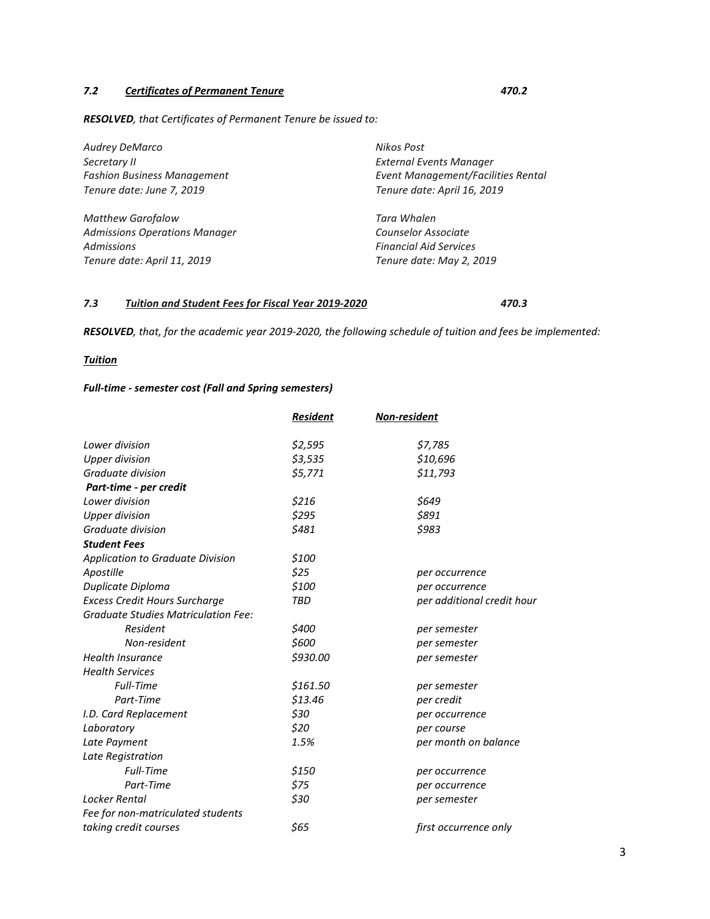### *7.2 Certificates of Permanent Tenure* *470.2*

***RESOLVED**, that Certificates of Permanent Tenure be issued to:*

*Audrey DeMarco*
*Secretary II*
*Fashion Business Management*
*Tenure date: June 7, 2019*

*Matthew Garofalow*
*Admissions Operations Manager*
*Admissions*
*Tenure date: April 11, 2019*

*Nikos Post*
*External Events Manager*
*Event Management/Facilities Rental*
*Tenure date: April 16, 2019*

*Tara Whalen*
*Counselor Associate*
*Financial Aid Services*
*Tenure date: May 2, 2019*

### *7.3 Tuition and Student Fees for Fiscal Year 2019-2020* *470.3*

***RESOLVED**, that, for the academic year 2019-2020, the following schedule of tuition and fees be implemented:*

***Tuition***

***Full-time - semester cost (Fall and Spring semesters)***

| | ***Resident*** | ***Non-resident*** |
|---|---|---|
| *Lower division* | *$2,595* | *$7,785* |
| *Upper division* | *$3,535* | *$10,696* |
| *Graduate division* | *$5,771* | *$11,793* |
| ***Part-time - per credit*** | | |
| *Lower division* | *$216* | *$649* |
| *Upper division* | *$295* | *$891* |
| *Graduate division* | *$481* | *$983* |
| ***Student Fees*** | | |
| *Application to Graduate Division* | *$100* | |
| *Apostille* | *$25* | *per occurrence* |
| *Duplicate Diploma* | *$100* | *per occurrence* |
| *Excess Credit Hours Surcharge* | *TBD* | *per additional credit hour* |
| *Graduate Studies Matriculation Fee:* | | |
| *Resident* | *$400* | *per semester* |
| *Non-resident* | *$600* | *per semester* |
| *Health Insurance* | *$930.00* | *per semester* |
| *Health Services* | | |
| *Full-Time* | *$161.50* | *per semester* |
| *Part-Time* | *$13.46* | *per credit* |
| *I.D. Card Replacement* | *$30* | *per occurrence* |
| *Laboratory* | *$20* | *per course* |
| *Late Payment* | *1.5%* | *per month on balance* |
| *Late Registration* | | |
| *Full-Time* | *$150* | *per occurrence* |
| *Part-Time* | *$75* | *per occurrence* |
| *Locker Rental* | *$30* | *per semester* |
| *Fee for non-matriculated students taking credit courses* | *$65* | *first occurrence only* |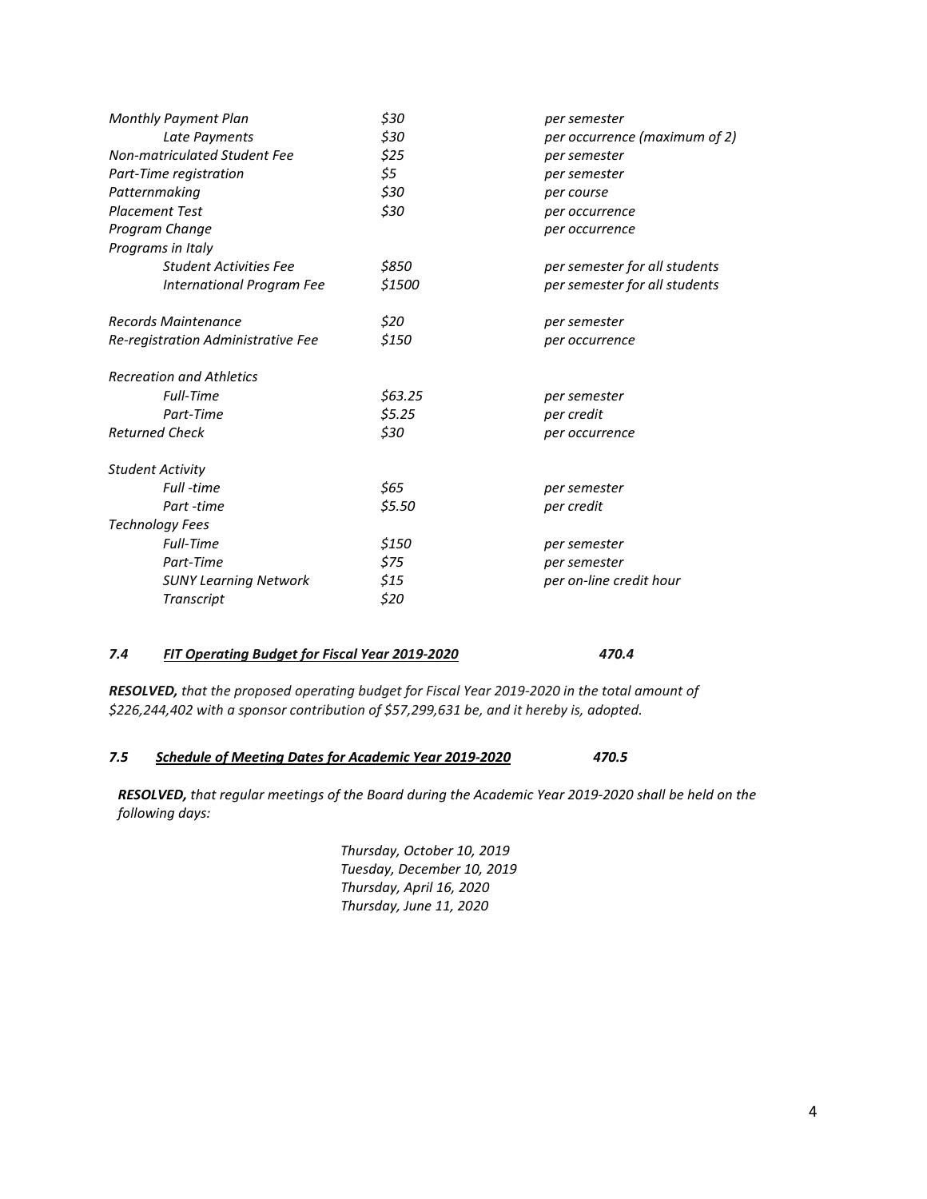| | | |
|---|---|---|
| *Monthly Payment Plan* | *$30* | *per semester* |
| *Late Payments* | *$30* | *per occurrence (maximum of 2)* |
| *Non-matriculated Student Fee* | *$25* | *per semester* |
| *Part-Time registration* | *$5* | *per semester* |
| *Patternmaking* | *$30* | *per course* |
| *Placement Test* | *$30* | *per occurrence* |
| *Program Change* | | *per occurrence* |
| *Programs in Italy* | | |
| *Student Activities Fee* | *$850* | *per semester for all students* |
| *International Program Fee* | *$1500* | *per semester for all students* |
| *Records Maintenance* | *$20* | *per semester* |
| *Re-registration Administrative Fee* | *$150* | *per occurrence* |
| *Recreation and Athletics* | | |
| *Full-Time* | *$63.25* | *per semester* |
| *Part-Time* | *$5.25* | *per credit* |
| *Returned Check* | *$30* | *per occurrence* |
| *Student Activity* | | |
| *Full -time* | *$65* | *per semester* |
| *Part -time* | *$5.50* | *per credit* |
| *Technology Fees* | | |
| *Full-Time* | *$150* | *per semester* |
| *Part-Time* | *$75* | *per semester* |
| *SUNY Learning Network* | *$15* | *per on-line credit hour* |
| *Transcript* | *$20* | |

### *7.4 FIT Operating Budget for Fiscal Year 2019-2020* *470.4*

***RESOLVED,*** *that the proposed operating budget for Fiscal Year 2019-2020 in the total amount of $226,244,402 with a sponsor contribution of $57,299,631 be, and it hereby is, adopted.*

### *7.5 Schedule of Meeting Dates for Academic Year 2019-2020* *470.5*

***RESOLVED,*** *that regular meetings of the Board during the Academic Year 2019-2020 shall be held on the following days:*

*Thursday, October 10, 2019*
*Tuesday, December 10, 2019*
*Thursday, April 16, 2020*
*Thursday, June 11, 2020*